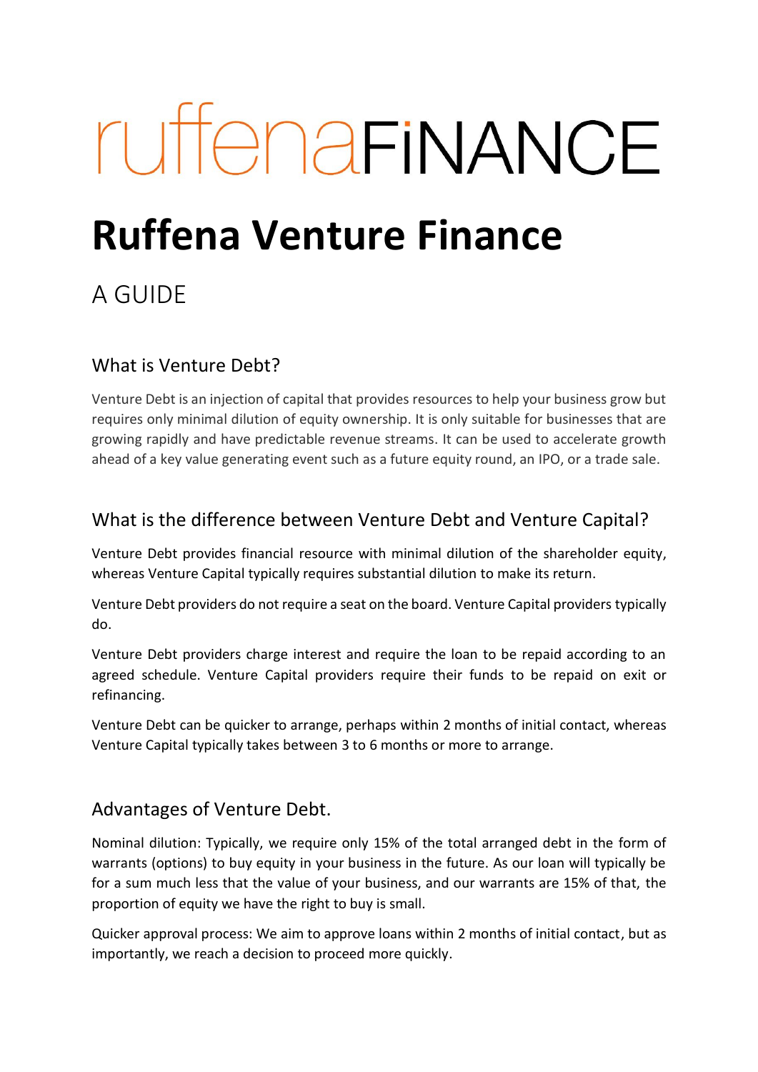ruffenaFINANCE

# Ruffena Venture Finance

A GUIDE

## What is Venture Debt?

Venture Debt is an injection of capital that provides resources to help your business grow but requires only minimal dilution of equity ownership. It is only suitable for businesses that are growing rapidly and have predictable revenue streams. It can be used to accelerate growth ahead of a key value generating event such as a future equity round, an IPO, or a trade sale.

## What is the difference between Venture Debt and Venture Capital?

Venture Debt provides financial resource with minimal dilution of the shareholder equity, whereas Venture Capital typically requires substantial dilution to make its return.

Venture Debt providers do not require a seat on the board. Venture Capital providers typically do.

Venture Debt providers charge interest and require the loan to be repaid according to an agreed schedule. Venture Capital providers require their funds to be repaid on exit or refinancing.

Venture Debt can be quicker to arrange, perhaps within 2 months of initial contact, whereas Venture Capital typically takes between 3 to 6 months or more to arrange.

## Advantages of Venture Debt.

Nominal dilution: Typically, we require only 15% of the total arranged debt in the form of warrants (options) to buy equity in your business in the future. As our loan will typically be for a sum much less that the value of your business, and our warrants are 15% of that, the proportion of equity we have the right to buy is small.

Quicker approval process: We aim to approve loans within 2 months of initial contact, but as importantly, we reach a decision to proceed more quickly.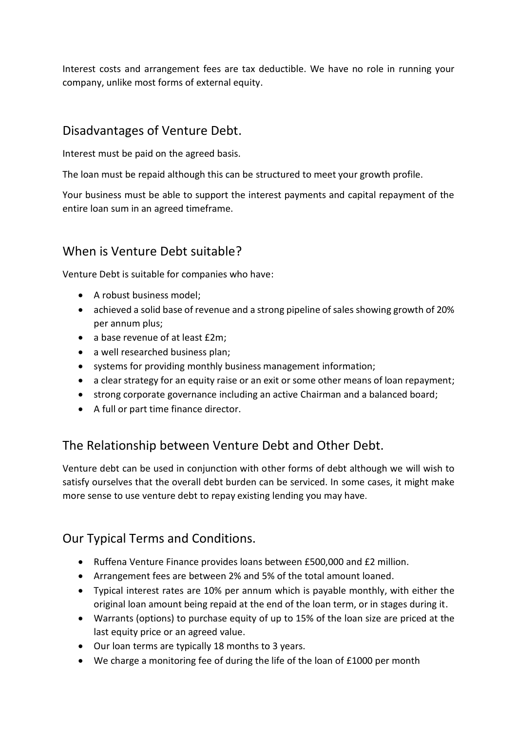Interest costs and arrangement fees are tax deductible. We have no role in running your company, unlike most forms of external equity.

## Disadvantages of Venture Debt.

Interest must be paid on the agreed basis.

The loan must be repaid although this can be structured to meet your growth profile.

Your business must be able to support the interest payments and capital repayment of the entire loan sum in an agreed timeframe.

## When is Venture Debt suitable?

Venture Debt is suitable for companies who have:

- A robust business model;
- achieved a solid base of revenue and a strong pipeline of sales showing growth of 20% per annum plus;
- a base revenue of at least £2m;
- a well researched business plan;
- systems for providing monthly business management information;
- a clear strategy for an equity raise or an exit or some other means of loan repayment;
- strong corporate governance including an active Chairman and a balanced board;
- A full or part time finance director.

## The Relationship between Venture Debt and Other Debt.

Venture debt can be used in conjunction with other forms of debt although we will wish to satisfy ourselves that the overall debt burden can be serviced. In some cases, it might make more sense to use venture debt to repay existing lending you may have.

## Our Typical Terms and Conditions.

- Ruffena Venture Finance provides loans between £500,000 and £2 million.
- Arrangement fees are between 2% and 5% of the total amount loaned.
- Typical interest rates are 10% per annum which is payable monthly, with either the original loan amount being repaid at the end of the loan term, or in stages during it.
- Warrants (options) to purchase equity of up to 15% of the loan size are priced at the last equity price or an agreed value.
- Our loan terms are typically 18 months to 3 years.
- We charge a monitoring fee of during the life of the loan of £1000 per month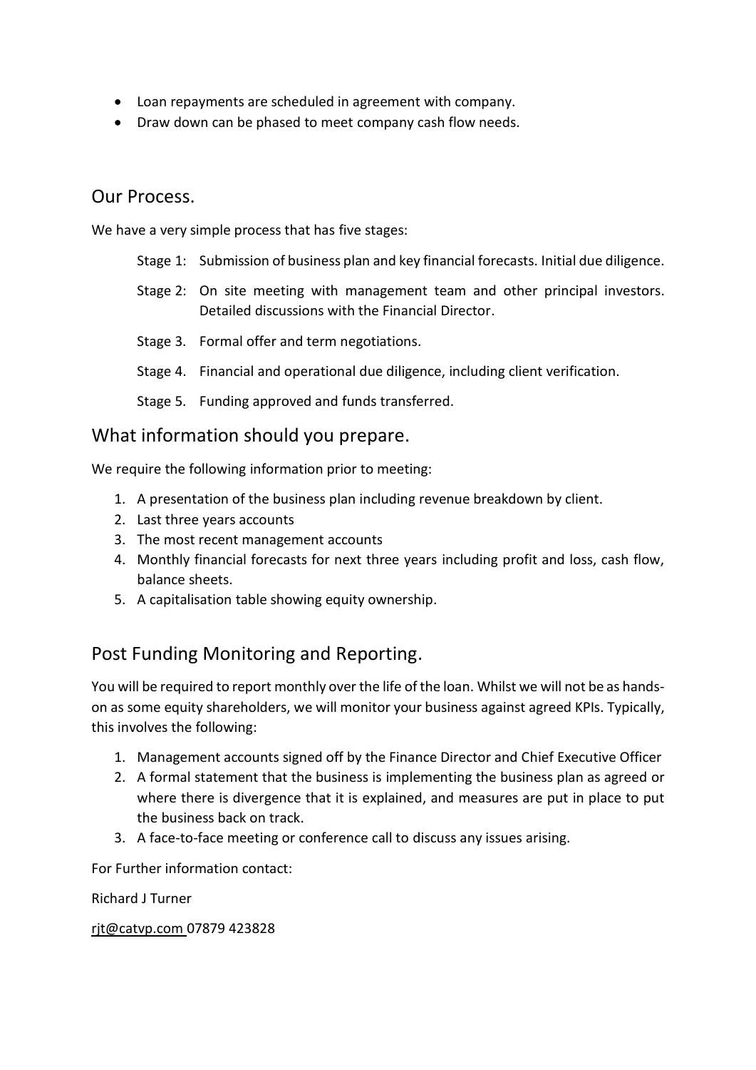- Loan repayments are scheduled in agreement with company.
- Draw down can be phased to meet company cash flow needs.

## Our Process.

We have a very simple process that has five stages:

Stage 1: Submission of business plan and key financial forecasts. Initial due diligence.

Stage 2: On site meeting with management team and other principal investors. Detailed discussions with the Financial Director.

Stage 3. Formal offer and term negotiations.

Stage 4. Financial and operational due diligence, including client verification.

Stage 5. Funding approved and funds transferred.

## What information should you prepare.

We require the following information prior to meeting:

1. A presentation of the business plan including revenue breakdown by client.
2. Last three years accounts
3. The most recent management accounts
4. Monthly financial forecasts for next three years including profit and loss, cash flow, balance sheets.
5. A capitalisation table showing equity ownership.

## Post Funding Monitoring and Reporting.

You will be required to report monthly over the life of the loan. Whilst we will not be as hands-on as some equity shareholders, we will monitor your business against agreed KPIs. Typically, this involves the following:

1. Management accounts signed off by the Finance Director and Chief Executive Officer
2. A formal statement that the business is implementing the business plan as agreed or where there is divergence that it is explained, and measures are put in place to put the business back on track.
3. A face-to-face meeting or conference call to discuss any issues arising.

For Further information contact:

Richard J Turner

rjt@catvp.com 07879 423828